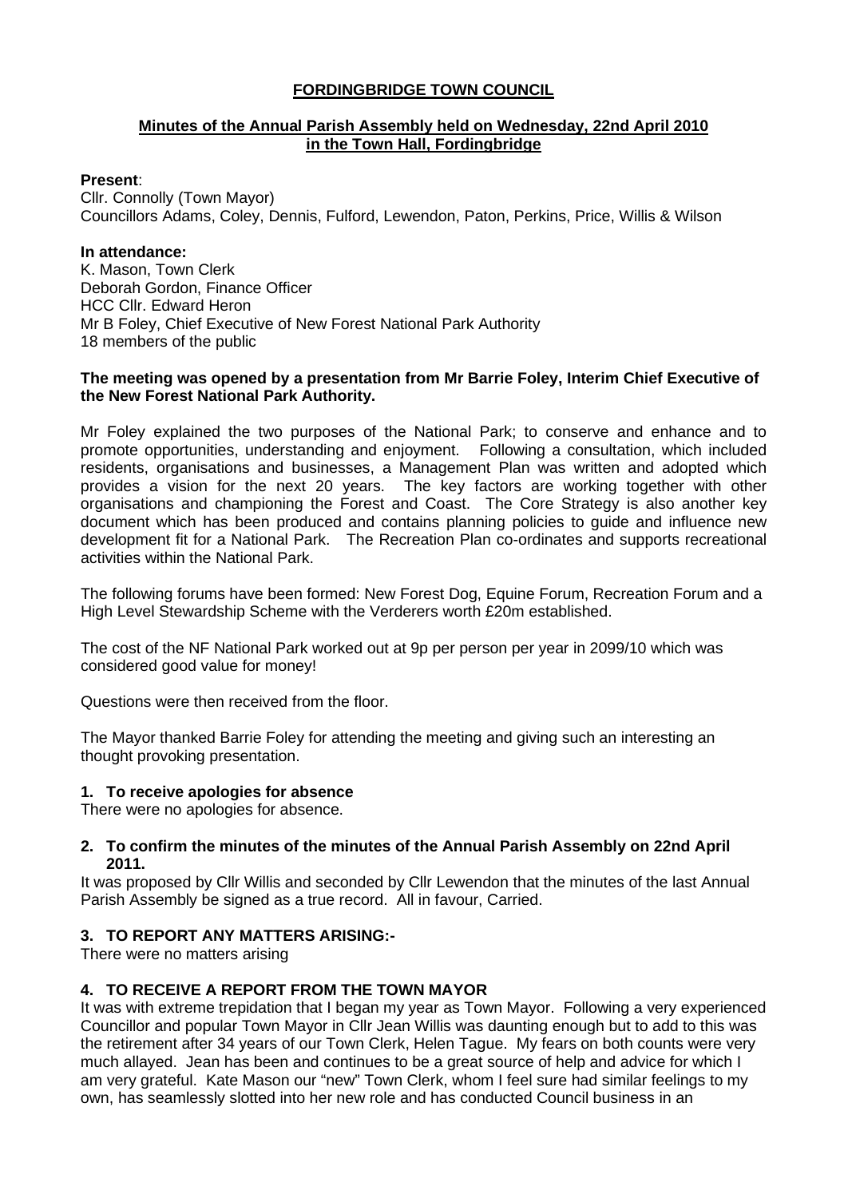# FORDINGBRIDGE TOWN COUNCIL

## Minutes of the Annual Parish Assembly held on Wednesday, 22nd April 2010 in the Town Hall, Fordingbridge

**Present**:
Cllr. Connolly (Town Mayor)
Councillors Adams, Coley, Dennis, Fulford, Lewendon, Paton, Perkins, Price, Willis & Wilson

**In attendance:**
K. Mason, Town Clerk
Deborah Gordon, Finance Officer
HCC Cllr. Edward Heron
Mr B Foley, Chief Executive of New Forest National Park Authority
18 members of the public

**The meeting was opened by a presentation from Mr Barrie Foley, Interim Chief Executive of the New Forest National Park Authority.**

Mr Foley explained the two purposes of the National Park; to conserve and enhance and to promote opportunities, understanding and enjoyment. Following a consultation, which included residents, organisations and businesses, a Management Plan was written and adopted which provides a vision for the next 20 years. The key factors are working together with other organisations and championing the Forest and Coast. The Core Strategy is also another key document which has been produced and contains planning policies to guide and influence new development fit for a National Park. The Recreation Plan co-ordinates and supports recreational activities within the National Park.

The following forums have been formed: New Forest Dog, Equine Forum, Recreation Forum and a High Level Stewardship Scheme with the Verderers worth £20m established.

The cost of the NF National Park worked out at 9p per person per year in 2099/10 which was considered good value for money!

Questions were then received from the floor.

The Mayor thanked Barrie Foley for attending the meeting and giving such an interesting an thought provoking presentation.

### 1. To receive apologies for absence

There were no apologies for absence.

### 2. To confirm the minutes of the minutes of the Annual Parish Assembly on 22nd April 2011.

It was proposed by Cllr Willis and seconded by Cllr Lewendon that the minutes of the last Annual Parish Assembly be signed as a true record. All in favour, Carried.

### 3. TO REPORT ANY MATTERS ARISING:-

There were no matters arising

### 4. TO RECEIVE A REPORT FROM THE TOWN MAYOR

It was with extreme trepidation that I began my year as Town Mayor. Following a very experienced Councillor and popular Town Mayor in Cllr Jean Willis was daunting enough but to add to this was the retirement after 34 years of our Town Clerk, Helen Tague. My fears on both counts were very much allayed. Jean has been and continues to be a great source of help and advice for which I am very grateful. Kate Mason our "new" Town Clerk, whom I feel sure had similar feelings to my own, has seamlessly slotted into her new role and has conducted Council business in an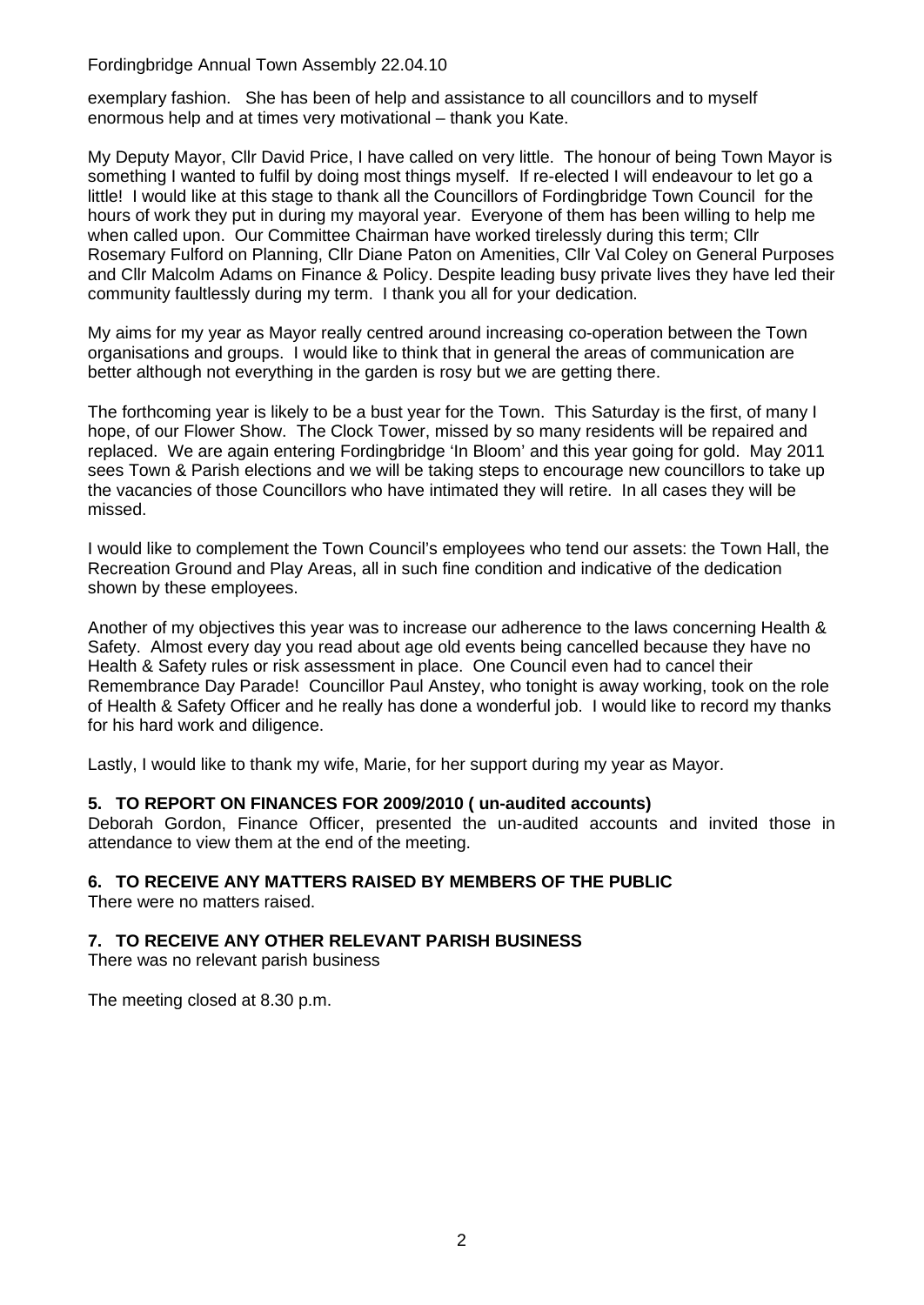exemplary fashion. She has been of help and assistance to all councillors and to myself enormous help and at times very motivational – thank you Kate.

My Deputy Mayor, Cllr David Price, I have called on very little. The honour of being Town Mayor is something I wanted to fulfil by doing most things myself. If re-elected I will endeavour to let go a little! I would like at this stage to thank all the Councillors of Fordingbridge Town Council for the hours of work they put in during my mayoral year. Everyone of them has been willing to help me when called upon. Our Committee Chairman have worked tirelessly during this term; Cllr Rosemary Fulford on Planning, Cllr Diane Paton on Amenities, Cllr Val Coley on General Purposes and Cllr Malcolm Adams on Finance & Policy. Despite leading busy private lives they have led their community faultlessly during my term. I thank you all for your dedication.

My aims for my year as Mayor really centred around increasing co-operation between the Town organisations and groups. I would like to think that in general the areas of communication are better although not everything in the garden is rosy but we are getting there.

The forthcoming year is likely to be a bust year for the Town. This Saturday is the first, of many I hope, of our Flower Show. The Clock Tower, missed by so many residents will be repaired and replaced. We are again entering Fordingbridge 'In Bloom' and this year going for gold. May 2011 sees Town & Parish elections and we will be taking steps to encourage new councillors to take up the vacancies of those Councillors who have intimated they will retire. In all cases they will be missed.

I would like to complement the Town Council's employees who tend our assets: the Town Hall, the Recreation Ground and Play Areas, all in such fine condition and indicative of the dedication shown by these employees.

Another of my objectives this year was to increase our adherence to the laws concerning Health & Safety. Almost every day you read about age old events being cancelled because they have no Health & Safety rules or risk assessment in place. One Council even had to cancel their Remembrance Day Parade! Councillor Paul Anstey, who tonight is away working, took on the role of Health & Safety Officer and he really has done a wonderful job. I would like to record my thanks for his hard work and diligence.

Lastly, I would like to thank my wife, Marie, for her support during my year as Mayor.

**5. TO REPORT ON FINANCES FOR 2009/2010 ( un-audited accounts)**

Deborah Gordon, Finance Officer, presented the un-audited accounts and invited those in attendance to view them at the end of the meeting.

**6. TO RECEIVE ANY MATTERS RAISED BY MEMBERS OF THE PUBLIC**

There were no matters raised.

**7. TO RECEIVE ANY OTHER RELEVANT PARISH BUSINESS**

There was no relevant parish business

The meeting closed at 8.30 p.m.